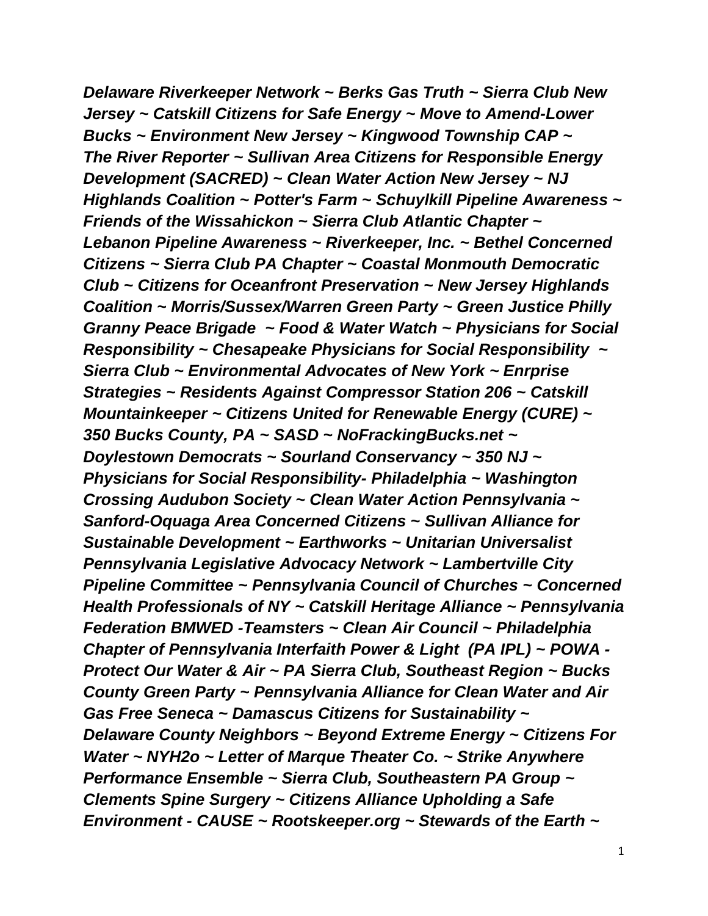***Delaware Riverkeeper Network ~ Berks Gas Truth ~ Sierra Club New Jersey ~ Catskill Citizens for Safe Energy ~ Move to Amend-Lower Bucks ~ Environment New Jersey ~ Kingwood Township CAP ~ The River Reporter ~ Sullivan Area Citizens for Responsible Energy Development (SACRED) ~ Clean Water Action New Jersey ~ NJ Highlands Coalition ~ Potter's Farm ~ Schuylkill Pipeline Awareness ~ Friends of the Wissahickon ~ Sierra Club Atlantic Chapter ~ Lebanon Pipeline Awareness ~ Riverkeeper, Inc. ~ Bethel Concerned Citizens ~ Sierra Club PA Chapter ~ Coastal Monmouth Democratic Club ~ Citizens for Oceanfront Preservation ~ New Jersey Highlands Coalition ~ Morris/Sussex/Warren Green Party ~ Green Justice Philly Granny Peace Brigade ~ Food & Water Watch ~ Physicians for Social Responsibility ~ Chesapeake Physicians for Social Responsibility ~ Sierra Club ~ Environmental Advocates of New York ~ Enrprise Strategies ~ Residents Against Compressor Station 206 ~ Catskill Mountainkeeper ~ Citizens United for Renewable Energy (CURE) ~ 350 Bucks County, PA ~ SASD ~ NoFrackingBucks.net ~ Doylestown Democrats ~ Sourland Conservancy ~ 350 NJ ~ Physicians for Social Responsibility- Philadelphia ~ Washington Crossing Audubon Society ~ Clean Water Action Pennsylvania ~ Sanford-Oquaga Area Concerned Citizens ~ Sullivan Alliance for Sustainable Development ~ Earthworks ~ Unitarian Universalist Pennsylvania Legislative Advocacy Network ~ Lambertville City Pipeline Committee ~ Pennsylvania Council of Churches ~ Concerned Health Professionals of NY ~ Catskill Heritage Alliance ~ Pennsylvania Federation BMWED -Teamsters ~ Clean Air Council ~ Philadelphia Chapter of Pennsylvania Interfaith Power & Light (PA IPL) ~ POWA - Protect Our Water & Air ~ PA Sierra Club, Southeast Region ~ Bucks County Green Party ~ Pennsylvania Alliance for Clean Water and Air Gas Free Seneca ~ Damascus Citizens for Sustainability ~ Delaware County Neighbors ~ Beyond Extreme Energy ~ Citizens For Water ~ NYH2o ~ Letter of Marque Theater Co. ~ Strike Anywhere Performance Ensemble ~ Sierra Club, Southeastern PA Group ~ Clements Spine Surgery ~ Citizens Alliance Upholding a Safe Environment - CAUSE ~ Rootskeeper.org ~ Stewards of the Earth ~***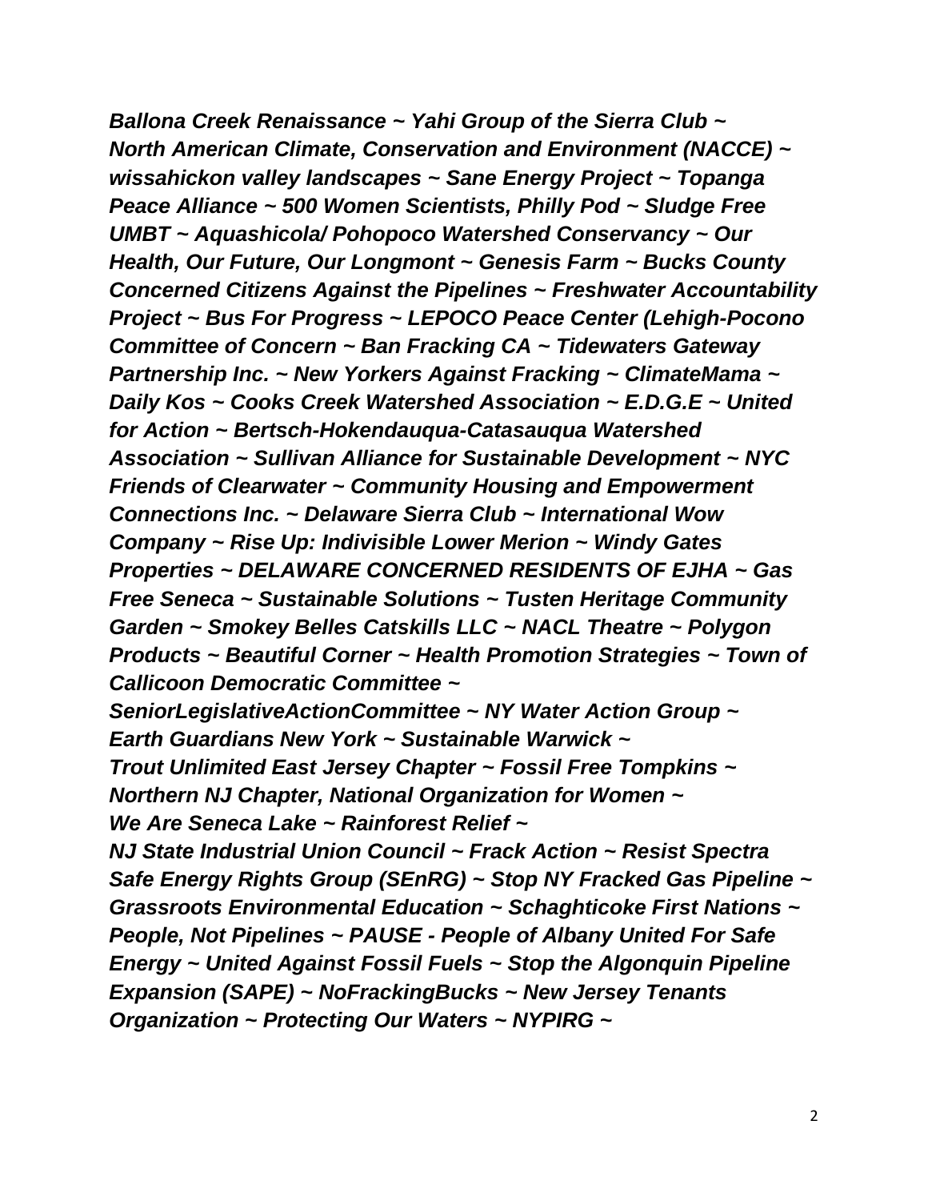*Ballona Creek Renaissance ~ Yahi Group of the Sierra Club ~ North American Climate, Conservation and Environment (NACCE) ~ wissahickon valley landscapes ~ Sane Energy Project ~ Topanga Peace Alliance ~ 500 Women Scientists, Philly Pod ~ Sludge Free UMBT ~ Aquashicola/ Pohopoco Watershed Conservancy ~ Our Health, Our Future, Our Longmont ~ Genesis Farm ~ Bucks County Concerned Citizens Against the Pipelines ~ Freshwater Accountability Project ~ Bus For Progress ~ LEPOCO Peace Center (Lehigh-Pocono Committee of Concern ~ Ban Fracking CA ~ Tidewaters Gateway Partnership Inc. ~ New Yorkers Against Fracking ~ ClimateMama ~ Daily Kos ~ Cooks Creek Watershed Association ~ E.D.G.E ~ United for Action ~ Bertsch-Hokendauqua-Catasauqua Watershed Association ~ Sullivan Alliance for Sustainable Development ~ NYC Friends of Clearwater ~ Community Housing and Empowerment Connections Inc. ~ Delaware Sierra Club ~ International Wow Company ~ Rise Up: Indivisible Lower Merion ~ Windy Gates Properties ~ DELAWARE CONCERNED RESIDENTS OF EJHA ~ Gas Free Seneca ~ Sustainable Solutions ~ Tusten Heritage Community Garden ~ Smokey Belles Catskills LLC ~ NACL Theatre ~ Polygon Products ~ Beautiful Corner ~ Health Promotion Strategies ~ Town of Callicoon Democratic Committee ~*
*SeniorLegislativeActionCommittee ~ NY Water Action Group ~*
*Earth Guardians New York ~ Sustainable Warwick ~*
*Trout Unlimited East Jersey Chapter ~ Fossil Free Tompkins ~*
*Northern NJ Chapter, National Organization for Women ~*
*We Are Seneca Lake ~ Rainforest Relief ~*
*NJ State Industrial Union Council ~ Frack Action ~ Resist Spectra Safe Energy Rights Group (SEnRG) ~ Stop NY Fracked Gas Pipeline ~ Grassroots Environmental Education ~ Schaghticoke First Nations ~ People, Not Pipelines ~ PAUSE - People of Albany United For Safe Energy ~ United Against Fossil Fuels ~ Stop the Algonquin Pipeline Expansion (SAPE) ~ NoFrackingBucks ~ New Jersey Tenants Organization ~ Protecting Our Waters ~ NYPIRG ~*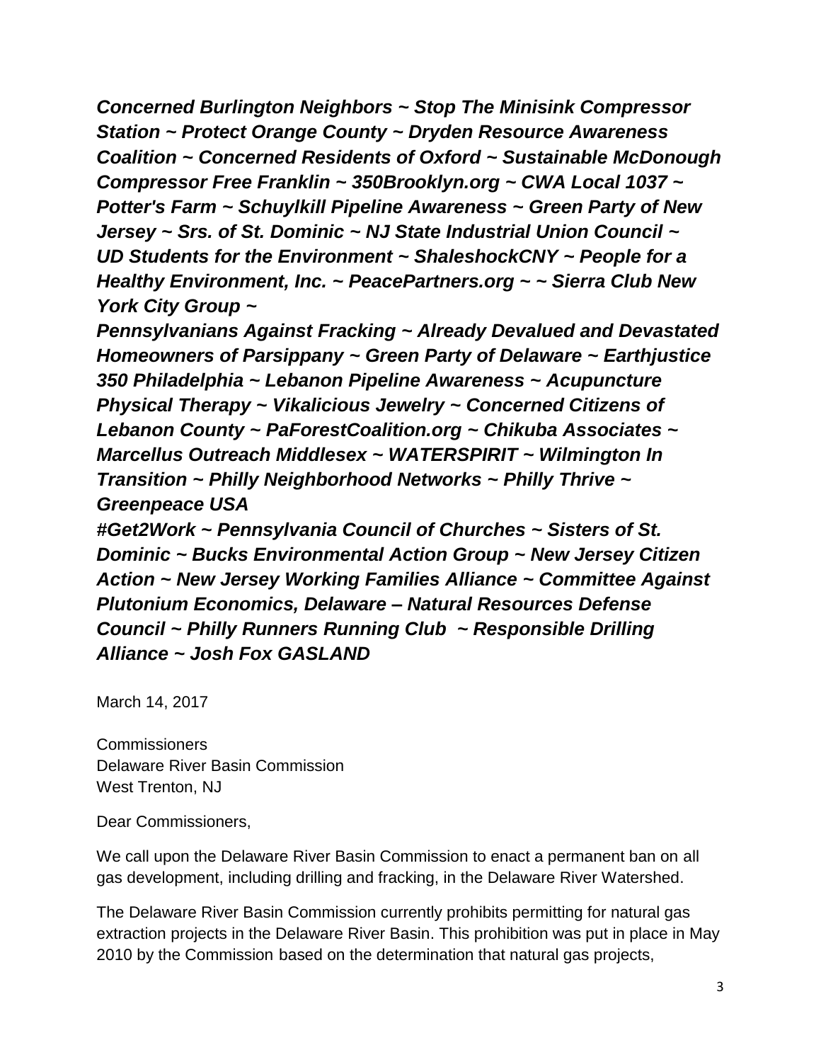***Concerned Burlington Neighbors ~ Stop The Minisink Compressor Station ~ Protect Orange County ~ Dryden Resource Awareness Coalition ~ Concerned Residents of Oxford ~ Sustainable McDonough Compressor Free Franklin ~ 350Brooklyn.org ~ CWA Local 1037 ~ Potter's Farm ~ Schuylkill Pipeline Awareness ~ Green Party of New Jersey ~ Srs. of St. Dominic ~ NJ State Industrial Union Council ~ UD Students for the Environment ~ ShaleshockCNY ~ People for a Healthy Environment, Inc. ~ PeacePartners.org ~ ~ Sierra Club New York City Group ~***

***Pennsylvanians Against Fracking ~ Already Devalued and Devastated Homeowners of Parsippany ~ Green Party of Delaware ~ Earthjustice 350 Philadelphia ~ Lebanon Pipeline Awareness ~ Acupuncture Physical Therapy ~ Vikalicious Jewelry ~ Concerned Citizens of Lebanon County ~ PaForestCoalition.org ~ Chikuba Associates ~ Marcellus Outreach Middlesex ~ WATERSPIRIT ~ Wilmington In Transition ~ Philly Neighborhood Networks ~ Philly Thrive ~ Greenpeace USA***

***#Get2Work ~ Pennsylvania Council of Churches ~ Sisters of St. Dominic ~ Bucks Environmental Action Group ~ New Jersey Citizen Action ~ New Jersey Working Families Alliance ~ Committee Against Plutonium Economics, Delaware – Natural Resources Defense Council ~ Philly Runners Running Club ~ Responsible Drilling Alliance ~ Josh Fox GASLAND***

March 14, 2017

Commissioners
Delaware River Basin Commission
West Trenton, NJ

Dear Commissioners,

We call upon the Delaware River Basin Commission to enact a permanent ban on all gas development, including drilling and fracking, in the Delaware River Watershed.

The Delaware River Basin Commission currently prohibits permitting for natural gas extraction projects in the Delaware River Basin. This prohibition was put in place in May 2010 by the Commission based on the determination that natural gas projects,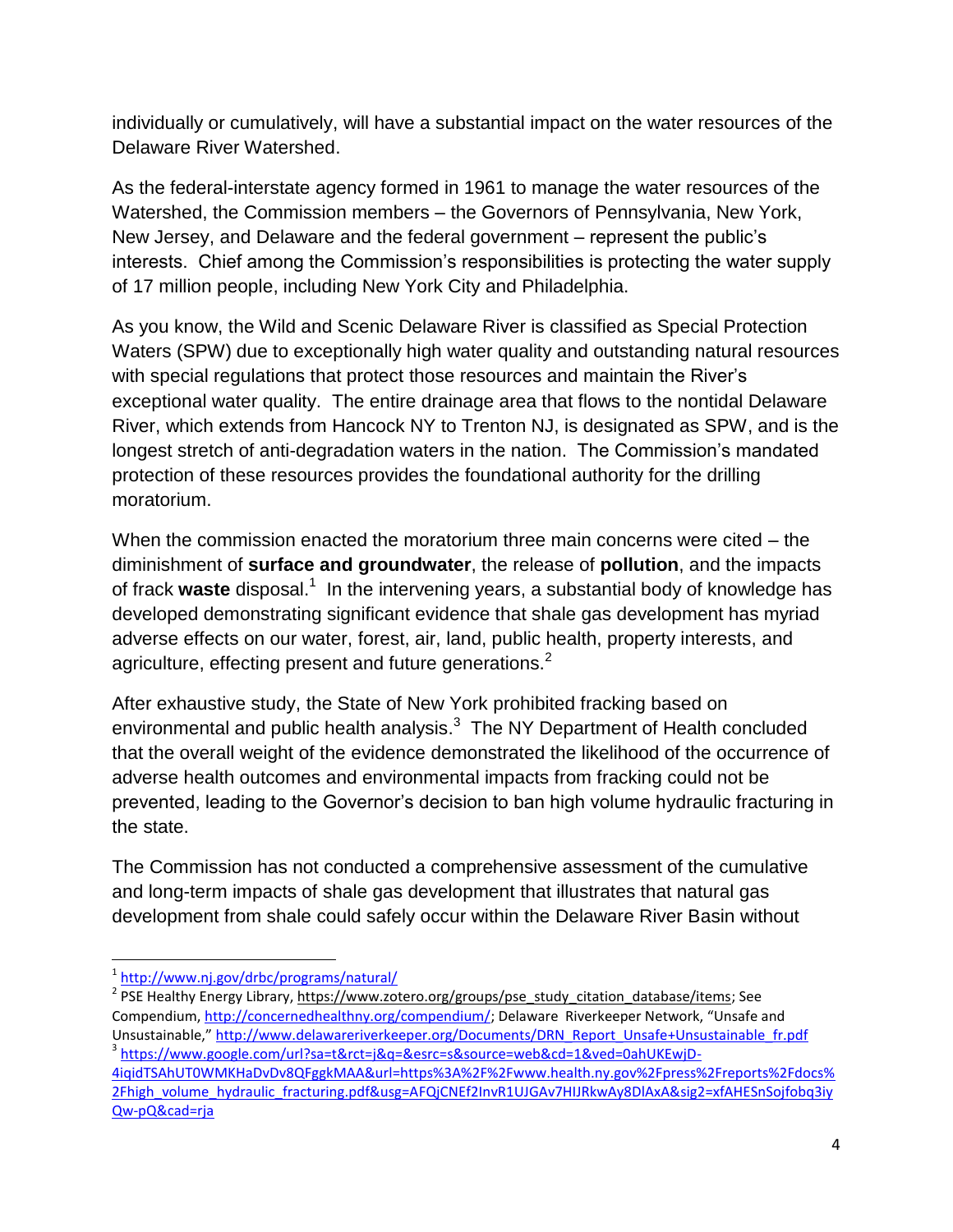individually or cumulatively, will have a substantial impact on the water resources of the Delaware River Watershed.

As the federal-interstate agency formed in 1961 to manage the water resources of the Watershed, the Commission members – the Governors of Pennsylvania, New York, New Jersey, and Delaware and the federal government – represent the public's interests. Chief among the Commission's responsibilities is protecting the water supply of 17 million people, including New York City and Philadelphia.

As you know, the Wild and Scenic Delaware River is classified as Special Protection Waters (SPW) due to exceptionally high water quality and outstanding natural resources with special regulations that protect those resources and maintain the River's exceptional water quality. The entire drainage area that flows to the nontidal Delaware River, which extends from Hancock NY to Trenton NJ, is designated as SPW, and is the longest stretch of anti-degradation waters in the nation. The Commission's mandated protection of these resources provides the foundational authority for the drilling moratorium.

When the commission enacted the moratorium three main concerns were cited – the diminishment of **surface and groundwater**, the release of **pollution**, and the impacts of frack **waste** disposal.[1] In the intervening years, a substantial body of knowledge has developed demonstrating significant evidence that shale gas development has myriad adverse effects on our water, forest, air, land, public health, property interests, and agriculture, effecting present and future generations.[2]

After exhaustive study, the State of New York prohibited fracking based on environmental and public health analysis.[3] The NY Department of Health concluded that the overall weight of the evidence demonstrated the likelihood of the occurrence of adverse health outcomes and environmental impacts from fracking could not be prevented, leading to the Governor's decision to ban high volume hydraulic fracturing in the state.

The Commission has not conducted a comprehensive assessment of the cumulative and long-term impacts of shale gas development that illustrates that natural gas development from shale could safely occur within the Delaware River Basin without

---

[1] http://www.nj.gov/drbc/programs/natural/

[2] PSE Healthy Energy Library, https://www.zotero.org/groups/pse_study_citation_database/items; See Compendium, http://concernedhealthny.org/compendium/; Delaware Riverkeeper Network, "Unsafe and Unsustainable," http://www.delawareriverkeeper.org/Documents/DRN_Report_Unsafe+Unsustainable_fr.pdf

[3] https://www.google.com/url?sa=t&rct=j&q=&esrc=s&source=web&cd=1&ved=0ahUKEwjD-4iqidTSAhUT0WMKHaDvDv8QFggkMAA&url=https%3A%2F%2Fwww.health.ny.gov%2Fpress%2Freports%2Fdocs%2Fhigh_volume_hydraulic_fracturing.pdf&usg=AFQjCNEf2InvR1UJGAv7HIJRkwAy8DlAxA&sig2=xfAHESnSojfobq3iyQw-pQ&cad=rja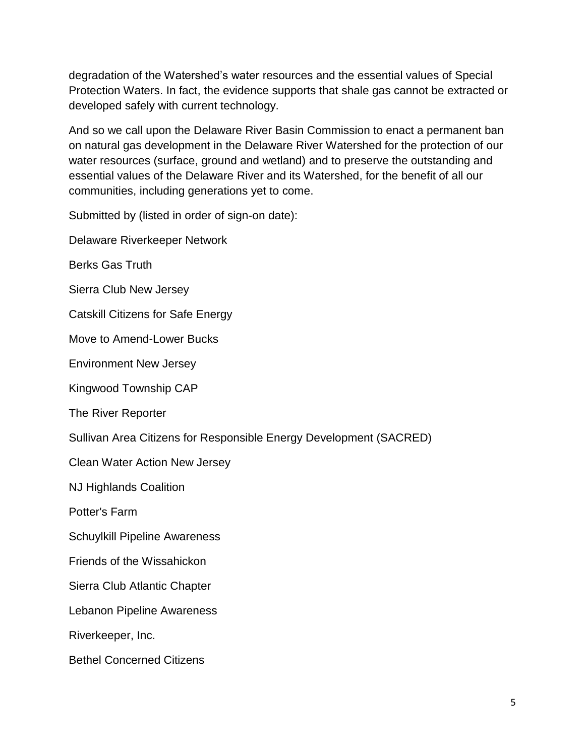degradation of the Watershed's water resources and the essential values of Special Protection Waters. In fact, the evidence supports that shale gas cannot be extracted or developed safely with current technology.

And so we call upon the Delaware River Basin Commission to enact a permanent ban on natural gas development in the Delaware River Watershed for the protection of our water resources (surface, ground and wetland) and to preserve the outstanding and essential values of the Delaware River and its Watershed, for the benefit of all our communities, including generations yet to come.

Submitted by (listed in order of sign-on date):

Delaware Riverkeeper Network

Berks Gas Truth

Sierra Club New Jersey

Catskill Citizens for Safe Energy

Move to Amend-Lower Bucks

Environment New Jersey

Kingwood Township CAP

The River Reporter

Sullivan Area Citizens for Responsible Energy Development (SACRED)

Clean Water Action New Jersey

NJ Highlands Coalition

Potter's Farm

Schuylkill Pipeline Awareness

Friends of the Wissahickon

Sierra Club Atlantic Chapter

Lebanon Pipeline Awareness

Riverkeeper, Inc.

Bethel Concerned Citizens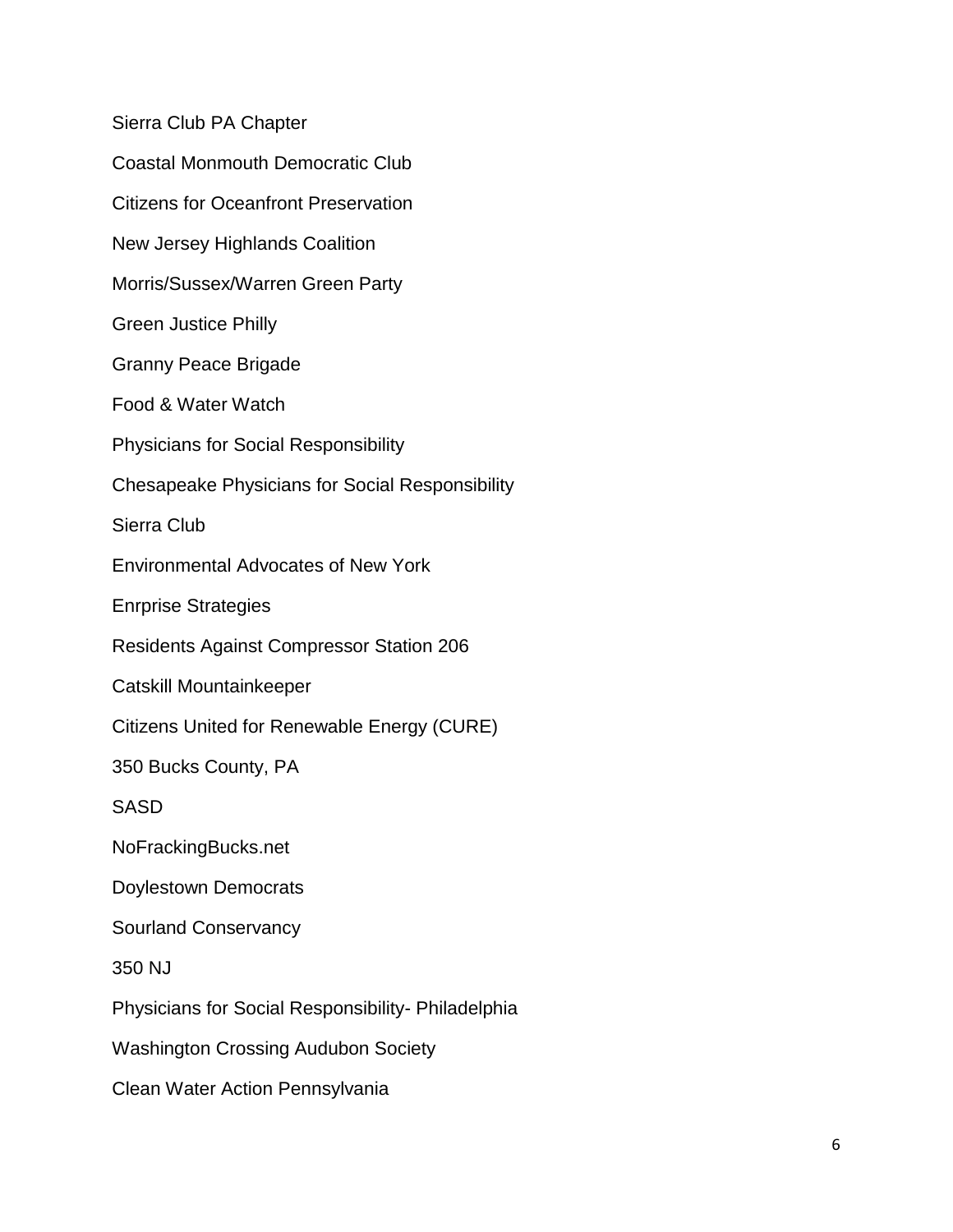Sierra Club PA Chapter

Coastal Monmouth Democratic Club

Citizens for Oceanfront Preservation

New Jersey Highlands Coalition

Morris/Sussex/Warren Green Party

Green Justice Philly

Granny Peace Brigade

Food & Water Watch

Physicians for Social Responsibility

Chesapeake Physicians for Social Responsibility

Sierra Club

Environmental Advocates of New York

Enrprise Strategies

Residents Against Compressor Station 206

Catskill Mountainkeeper

Citizens United for Renewable Energy (CURE)

350 Bucks County, PA

SASD

NoFrackingBucks.net

Doylestown Democrats

Sourland Conservancy

350 NJ

Physicians for Social Responsibility- Philadelphia

Washington Crossing Audubon Society

Clean Water Action Pennsylvania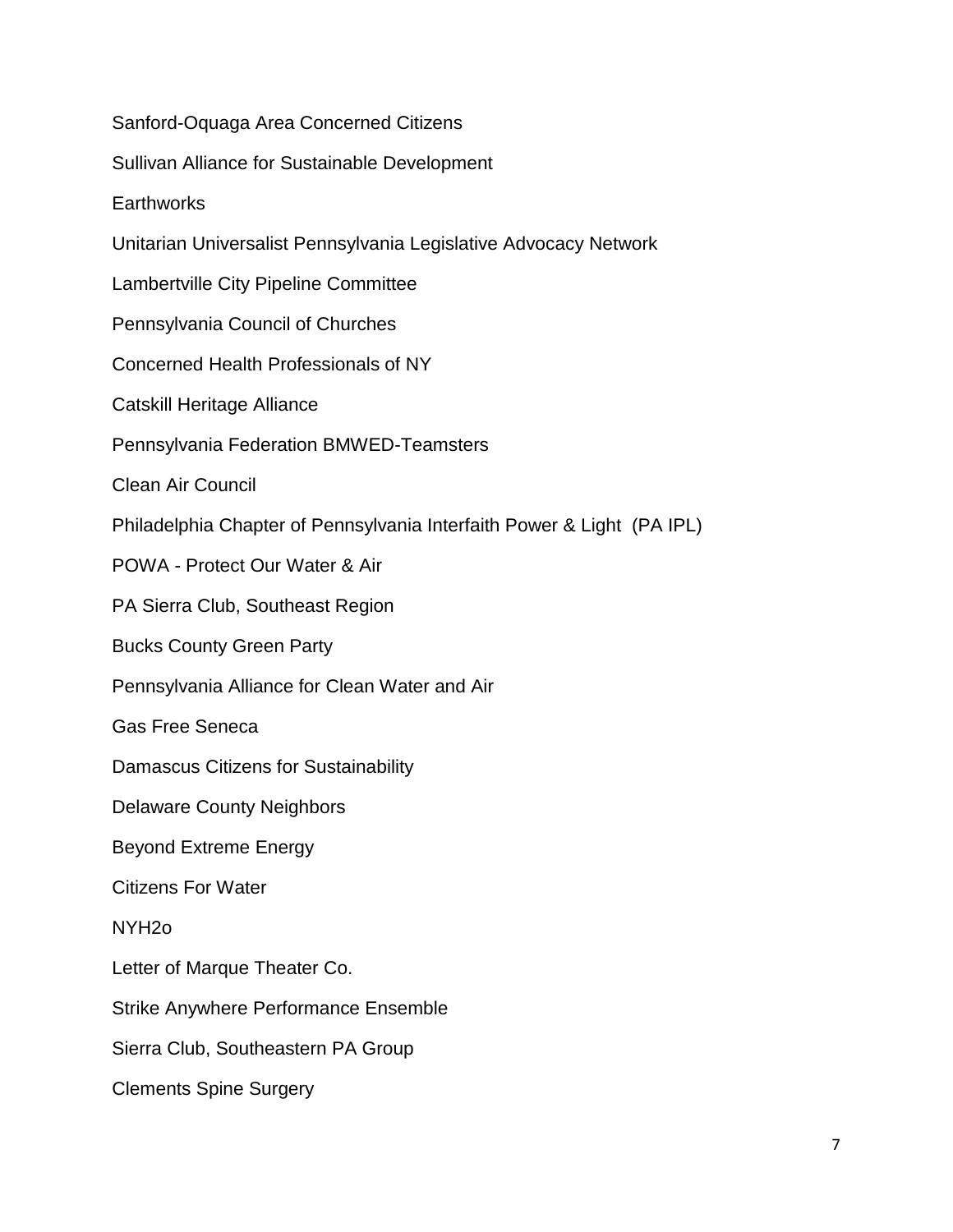Sanford-Oquaga Area Concerned Citizens

Sullivan Alliance for Sustainable Development

Earthworks

Unitarian Universalist Pennsylvania Legislative Advocacy Network

Lambertville City Pipeline Committee

Pennsylvania Council of Churches

Concerned Health Professionals of NY

Catskill Heritage Alliance

Pennsylvania Federation BMWED-Teamsters

Clean Air Council

Philadelphia Chapter of Pennsylvania Interfaith Power & Light (PA IPL)

POWA - Protect Our Water & Air

PA Sierra Club, Southeast Region

Bucks County Green Party

Pennsylvania Alliance for Clean Water and Air

Gas Free Seneca

Damascus Citizens for Sustainability

Delaware County Neighbors

Beyond Extreme Energy

Citizens For Water

NYH2o

Letter of Marque Theater Co.

Strike Anywhere Performance Ensemble

Sierra Club, Southeastern PA Group

Clements Spine Surgery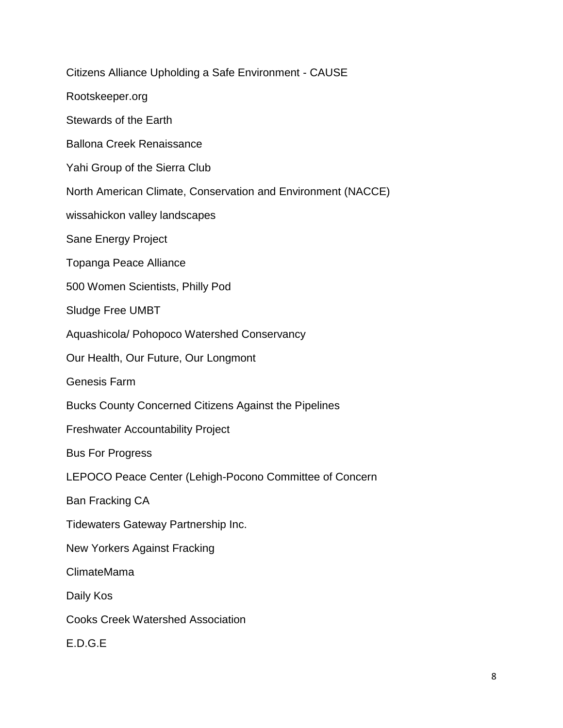Citizens Alliance Upholding a Safe Environment - CAUSE

Rootskeeper.org

Stewards of the Earth

Ballona Creek Renaissance

Yahi Group of the Sierra Club

North American Climate, Conservation and Environment (NACCE)

wissahickon valley landscapes

Sane Energy Project

Topanga Peace Alliance

500 Women Scientists, Philly Pod

Sludge Free UMBT

Aquashicola/ Pohopoco Watershed Conservancy

Our Health, Our Future, Our Longmont

Genesis Farm

Bucks County Concerned Citizens Against the Pipelines

Freshwater Accountability Project

Bus For Progress

LEPOCO Peace Center (Lehigh-Pocono Committee of Concern

Ban Fracking CA

Tidewaters Gateway Partnership Inc.

New Yorkers Against Fracking

ClimateMama

Daily Kos

Cooks Creek Watershed Association

E.D.G.E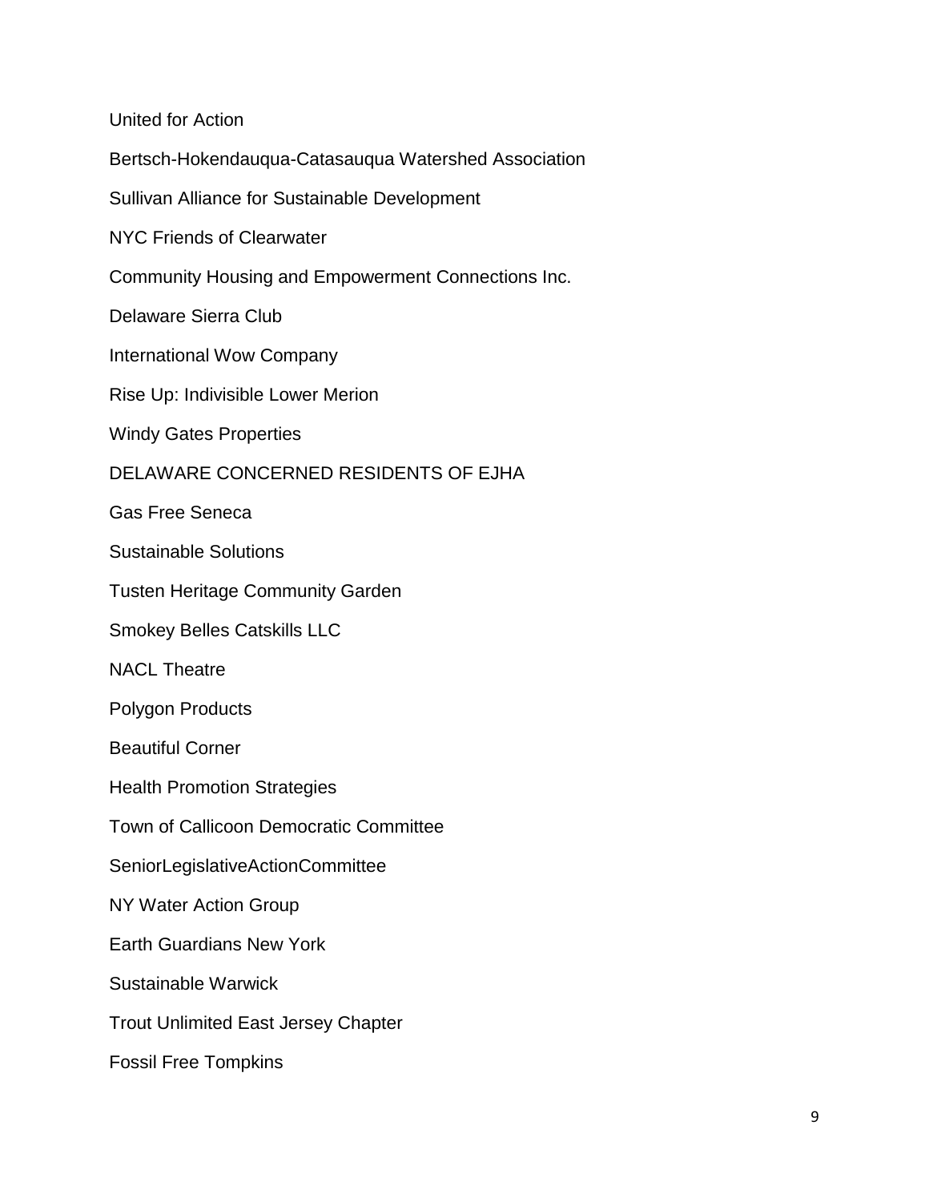United for Action

Bertsch-Hokendauqua-Catasauqua Watershed Association

Sullivan Alliance for Sustainable Development

NYC Friends of Clearwater

Community Housing and Empowerment Connections Inc.

Delaware Sierra Club

International Wow Company

Rise Up: Indivisible Lower Merion

Windy Gates Properties

DELAWARE CONCERNED RESIDENTS OF EJHA

Gas Free Seneca

Sustainable Solutions

Tusten Heritage Community Garden

Smokey Belles Catskills LLC

NACL Theatre

Polygon Products

Beautiful Corner

Health Promotion Strategies

Town of Callicoon Democratic Committee

SeniorLegislativeActionCommittee

NY Water Action Group

Earth Guardians New York

Sustainable Warwick

Trout Unlimited East Jersey Chapter

Fossil Free Tompkins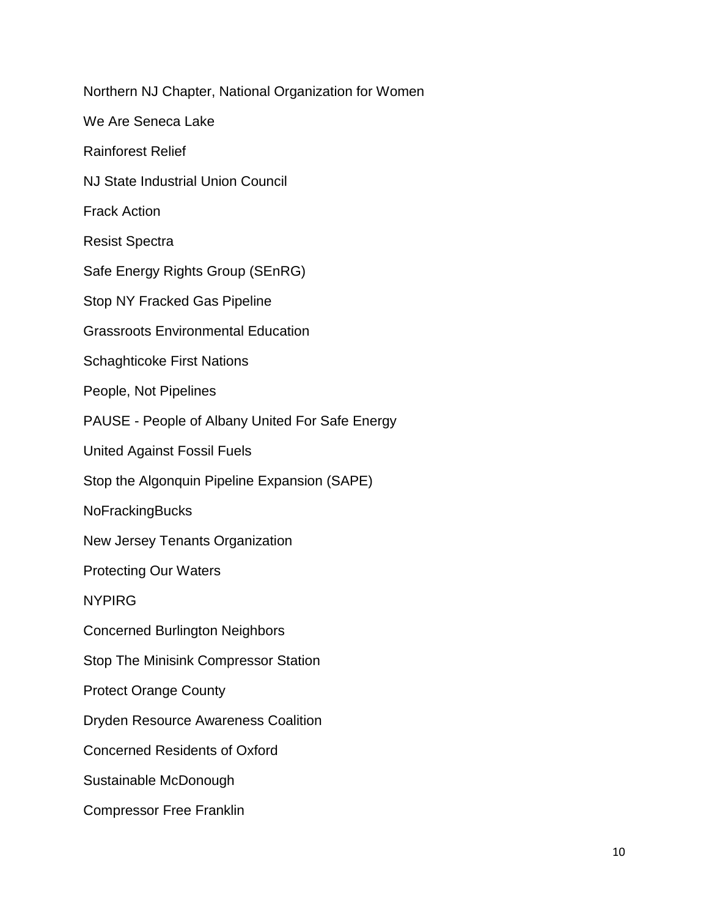Northern NJ Chapter, National Organization for Women

We Are Seneca Lake

Rainforest Relief

NJ State Industrial Union Council

Frack Action

Resist Spectra

Safe Energy Rights Group (SEnRG)

Stop NY Fracked Gas Pipeline

Grassroots Environmental Education

Schaghticoke First Nations

People, Not Pipelines

PAUSE - People of Albany United For Safe Energy

United Against Fossil Fuels

Stop the Algonquin Pipeline Expansion (SAPE)

NoFrackingBucks

New Jersey Tenants Organization

Protecting Our Waters

NYPIRG

Concerned Burlington Neighbors

Stop The Minisink Compressor Station

Protect Orange County

Dryden Resource Awareness Coalition

Concerned Residents of Oxford

Sustainable McDonough

Compressor Free Franklin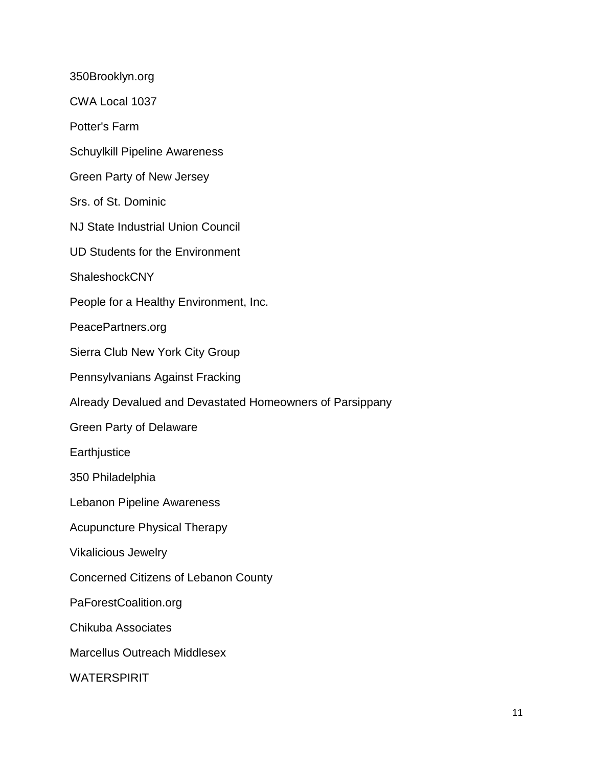350Brooklyn.org

CWA Local 1037

Potter's Farm

Schuylkill Pipeline Awareness

Green Party of New Jersey

Srs. of St. Dominic

NJ State Industrial Union Council

UD Students for the Environment

ShaleshockCNY

People for a Healthy Environment, Inc.

PeacePartners.org

Sierra Club New York City Group

Pennsylvanians Against Fracking

Already Devalued and Devastated Homeowners of Parsippany

Green Party of Delaware

Earthjustice

350 Philadelphia

Lebanon Pipeline Awareness

Acupuncture Physical Therapy

Vikalicious Jewelry

Concerned Citizens of Lebanon County

PaForestCoalition.org

Chikuba Associates

Marcellus Outreach Middlesex

WATERSPIRIT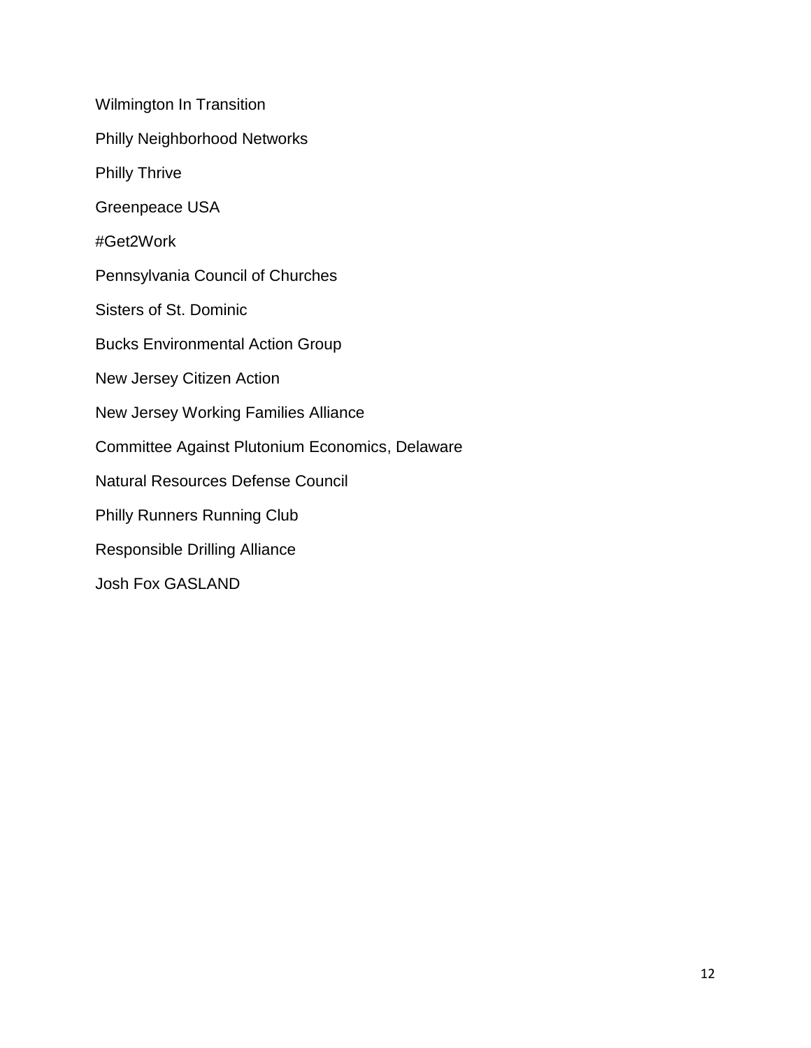Wilmington In Transition

Philly Neighborhood Networks

Philly Thrive

Greenpeace USA

#Get2Work

Pennsylvania Council of Churches

Sisters of St. Dominic

Bucks Environmental Action Group

New Jersey Citizen Action

New Jersey Working Families Alliance

Committee Against Plutonium Economics, Delaware

Natural Resources Defense Council

Philly Runners Running Club

Responsible Drilling Alliance

Josh Fox GASLAND